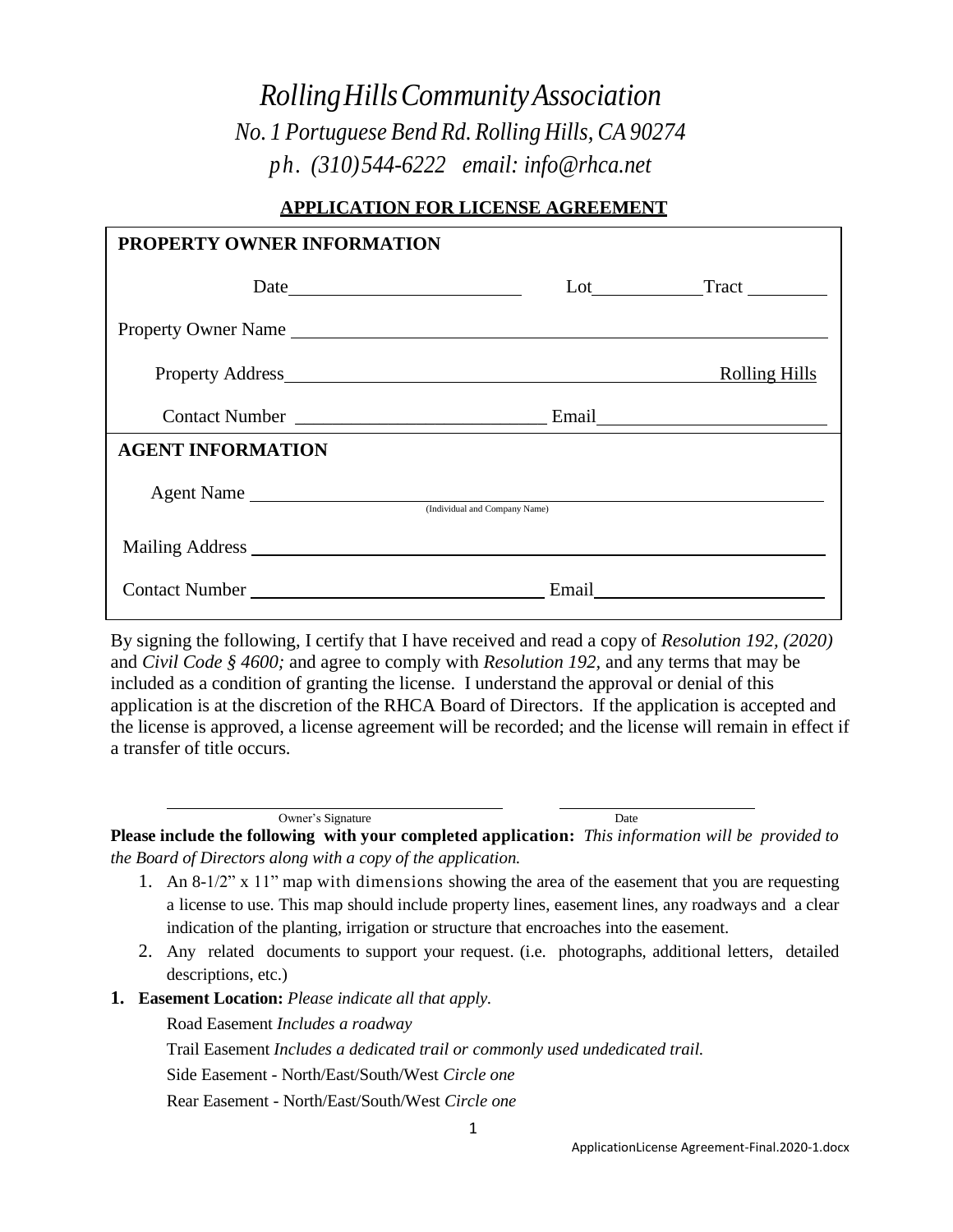# *Rolling Hills Community Association*

*No. 1 Portuguese Bend Rd. Rolling Hills, CA 90274*

*ph. (310)544-6222 email: info@rhca.net*

## APPLICATION FOR LICENSE AGREEMENT

**PROPERTY OWNER INFORMATION**

Date ______________________ Lot ____________ Tract ________

Property Owner Name ______________________________________________

Property Address ______________________________________ Rolling Hills

Contact Number ____________________________ Email ______________________

**AGENT INFORMATION**

Agent Name ______________________________________________
(Individual and Company Name)

Mailing Address ______________________________________________

Contact Number ____________________________ Email ______________________

By signing the following, I certify that I have received and read a copy of *Resolution 192, (2020)* and *Civil Code § 4600;* and agree to comply with *Resolution 192,* and any terms that may be included as a condition of granting the license. I understand the approval or denial of this application is at the discretion of the RHCA Board of Directors. If the application is accepted and the license is approved, a license agreement will be recorded; and the license will remain in effect if a transfer of title occurs.

______________________________ ______________________
Owner's Signature Date

**Please include the following with your completed application:** *This information will be provided to the Board of Directors along with a copy of the application.*

1. An 8-1/2" x 11" map with dimensions showing the area of the easement that you are requesting a license to use. This map should include property lines, easement lines, any roadways and a clear indication of the planting, irrigation or structure that encroaches into the easement.
2. Any related documents to support your request. (i.e. photographs, additional letters, detailed descriptions, etc.)

**1. Easement Location:** *Please indicate all that apply.*

Road Easement *Includes a roadway*

Trail Easement *Includes a dedicated trail or commonly used undedicated trail.*

Side Easement - North/East/South/West *Circle one*

Rear Easement - North/East/South/West *Circle one*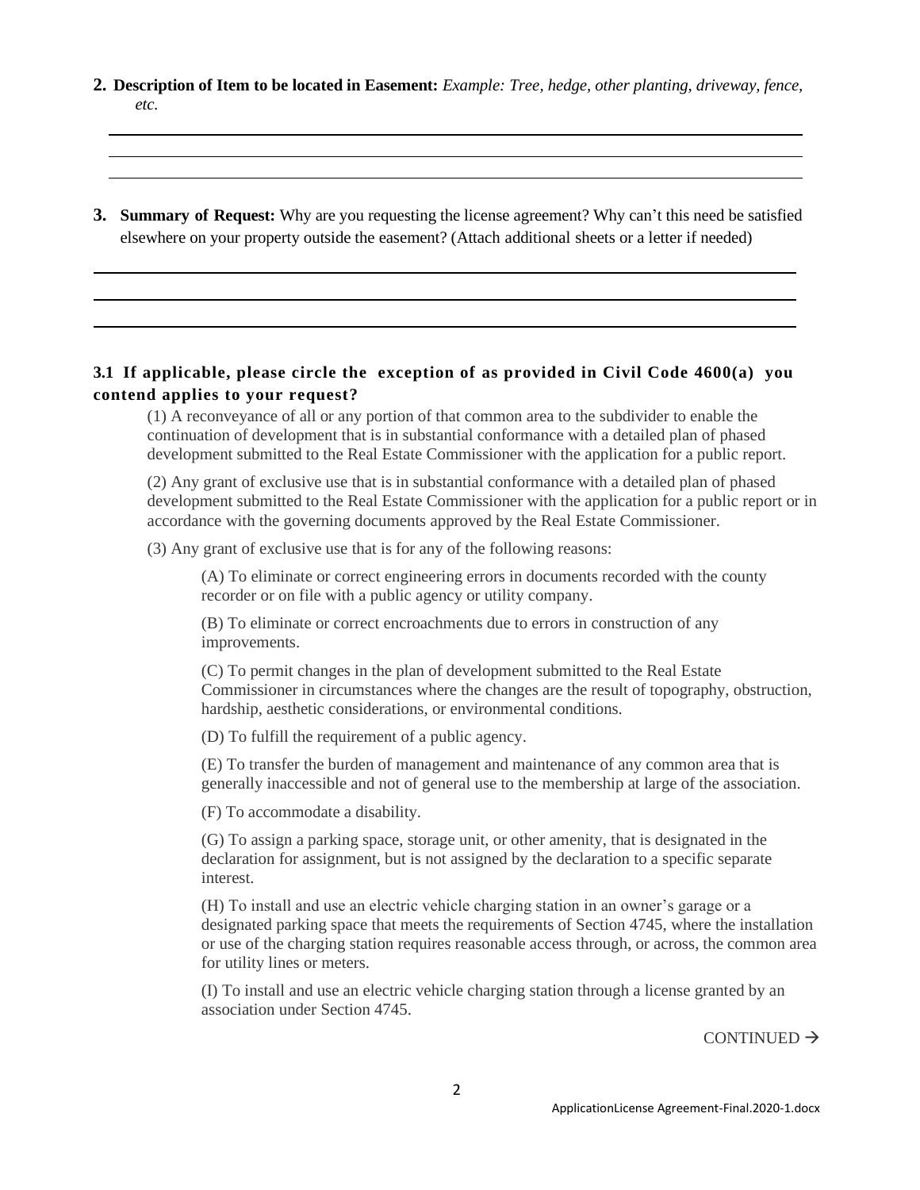**2. Description of Item to be located in Easement:** *Example: Tree, hedge, other planting, driveway, fence, etc.*

\_\_\_\_\_\_\_\_\_\_\_\_\_\_\_\_\_\_\_\_\_\_\_\_\_\_\_\_\_\_\_\_\_\_\_\_\_\_\_\_\_\_\_\_\_\_\_\_\_\_\_\_\_\_\_\_\_\_\_\_\_\_\_\_\_\_\_\_\_\_\_\_\_\_\_\_

\_\_\_\_\_\_\_\_\_\_\_\_\_\_\_\_\_\_\_\_\_\_\_\_\_\_\_\_\_\_\_\_\_\_\_\_\_\_\_\_\_\_\_\_\_\_\_\_\_\_\_\_\_\_\_\_\_\_\_\_\_\_\_\_\_\_\_\_\_\_\_\_\_\_\_\_

\_\_\_\_\_\_\_\_\_\_\_\_\_\_\_\_\_\_\_\_\_\_\_\_\_\_\_\_\_\_\_\_\_\_\_\_\_\_\_\_\_\_\_\_\_\_\_\_\_\_\_\_\_\_\_\_\_\_\_\_\_\_\_\_\_\_\_\_\_\_\_\_\_\_\_\_

**3. Summary of Request:** Why are you requesting the license agreement? Why can't this need be satisfied elsewhere on your property outside the easement? (Attach additional sheets or a letter if needed)

\_\_\_\_\_\_\_\_\_\_\_\_\_\_\_\_\_\_\_\_\_\_\_\_\_\_\_\_\_\_\_\_\_\_\_\_\_\_\_\_\_\_\_\_\_\_\_\_\_\_\_\_\_\_\_\_\_\_\_\_\_\_\_\_\_\_\_\_\_\_\_\_\_\_\_\_

\_\_\_\_\_\_\_\_\_\_\_\_\_\_\_\_\_\_\_\_\_\_\_\_\_\_\_\_\_\_\_\_\_\_\_\_\_\_\_\_\_\_\_\_\_\_\_\_\_\_\_\_\_\_\_\_\_\_\_\_\_\_\_\_\_\_\_\_\_\_\_\_\_\_\_\_

\_\_\_\_\_\_\_\_\_\_\_\_\_\_\_\_\_\_\_\_\_\_\_\_\_\_\_\_\_\_\_\_\_\_\_\_\_\_\_\_\_\_\_\_\_\_\_\_\_\_\_\_\_\_\_\_\_\_\_\_\_\_\_\_\_\_\_\_\_\_\_\_\_\_\_\_

**3.1 If applicable, please circle the exception of as provided in Civil Code 4600(a) you contend applies to your request?**

(1) A reconveyance of all or any portion of that common area to the subdivider to enable the continuation of development that is in substantial conformance with a detailed plan of phased development submitted to the Real Estate Commissioner with the application for a public report.

(2) Any grant of exclusive use that is in substantial conformance with a detailed plan of phased development submitted to the Real Estate Commissioner with the application for a public report or in accordance with the governing documents approved by the Real Estate Commissioner.

(3) Any grant of exclusive use that is for any of the following reasons:

(A) To eliminate or correct engineering errors in documents recorded with the county recorder or on file with a public agency or utility company.

(B) To eliminate or correct encroachments due to errors in construction of any improvements.

(C) To permit changes in the plan of development submitted to the Real Estate Commissioner in circumstances where the changes are the result of topography, obstruction, hardship, aesthetic considerations, or environmental conditions.

(D) To fulfill the requirement of a public agency.

(E) To transfer the burden of management and maintenance of any common area that is generally inaccessible and not of general use to the membership at large of the association.

(F) To accommodate a disability.

(G) To assign a parking space, storage unit, or other amenity, that is designated in the declaration for assignment, but is not assigned by the declaration to a specific separate interest.

(H) To install and use an electric vehicle charging station in an owner's garage or a designated parking space that meets the requirements of Section 4745, where the installation or use of the charging station requires reasonable access through, or across, the common area for utility lines or meters.

(I) To install and use an electric vehicle charging station through a license granted by an association under Section 4745.

CONTINUED →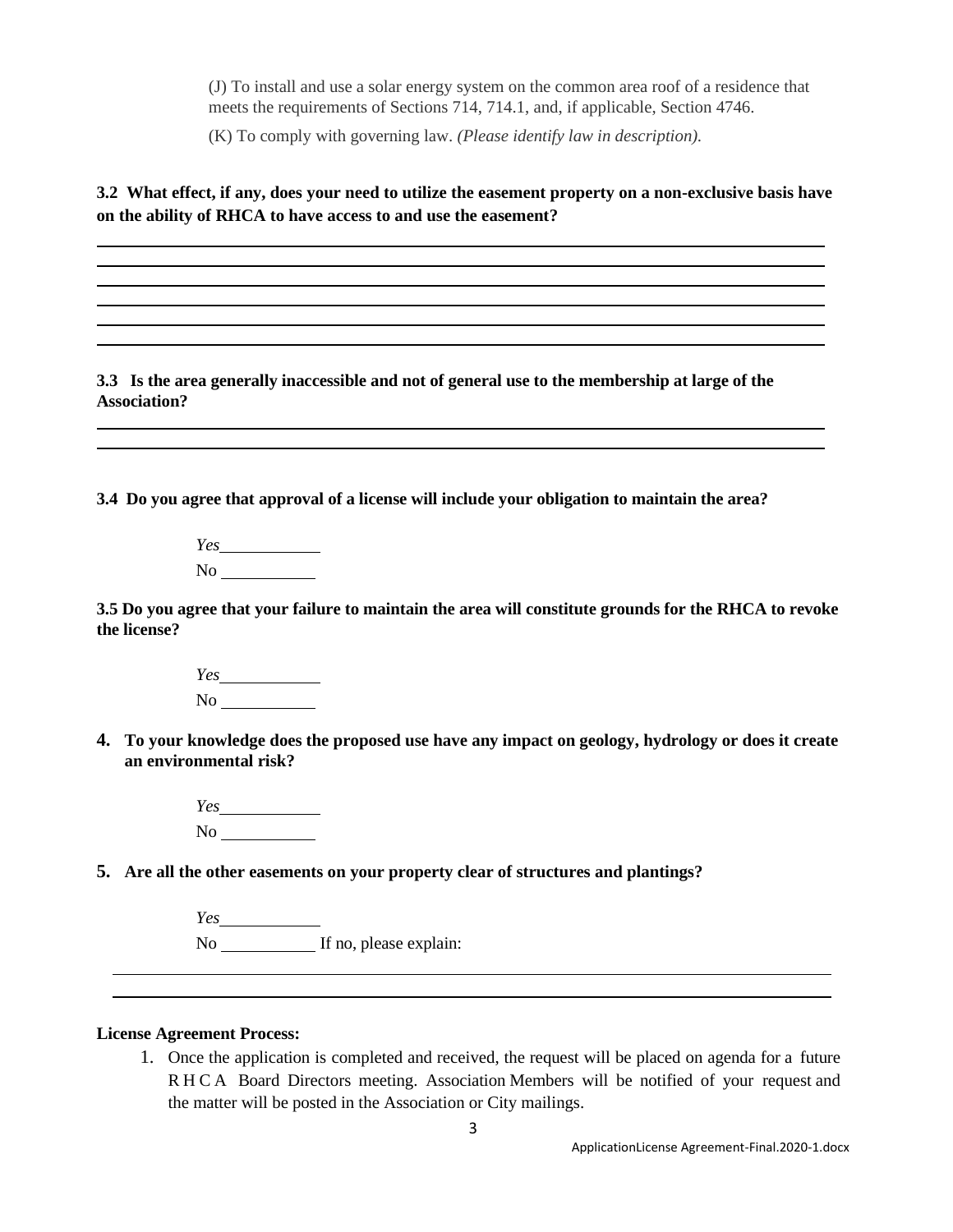(J) To install and use a solar energy system on the common area roof of a residence that meets the requirements of Sections 714, 714.1, and, if applicable, Section 4746.

(K) To comply with governing law. *(Please identify law in description).*

**3.2 What effect, if any, does your need to utilize the easement property on a non-exclusive basis have on the ability of RHCA to have access to and use the easement?**

______________________________________________________________________________

______________________________________________________________________________

______________________________________________________________________________

______________________________________________________________________________

______________________________________________________________________________

**3.3 Is the area generally inaccessible and not of general use to the membership at large of the Association?**

______________________________________________________________________________

______________________________________________________________________________

**3.4 Do you agree that approval of a license will include your obligation to maintain the area?**

*Yes*____________

No ____________

**3.5 Do you agree that your failure to maintain the area will constitute grounds for the RHCA to revoke the license?**

*Yes*____________

No ____________

**4. To your knowledge does the proposed use have any impact on geology, hydrology or does it create an environmental risk?**

*Yes*____________

No ____________

**5. Are all the other easements on your property clear of structures and plantings?**

*Yes*____________

No ____________ If no, please explain:

______________________________________________________________________________

______________________________________________________________________________

**License Agreement Process:**

1. Once the application is completed and received, the request will be placed on agenda for a future RHCA Board Directors meeting. Association Members will be notified of your request and the matter will be posted in the Association or City mailings.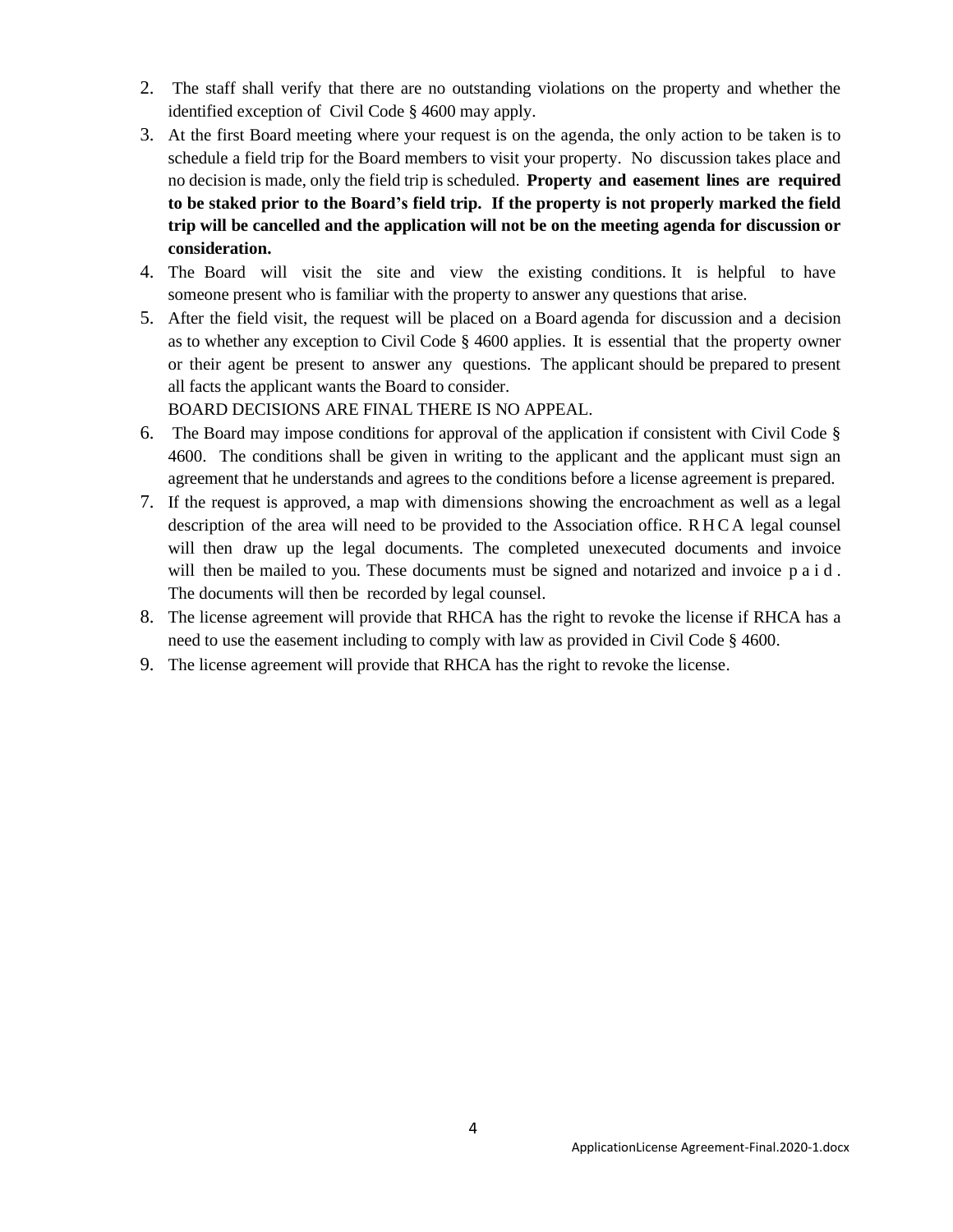2. The staff shall verify that there are no outstanding violations on the property and whether the identified exception of Civil Code § 4600 may apply.
3. At the first Board meeting where your request is on the agenda, the only action to be taken is to schedule a field trip for the Board members to visit your property. No discussion takes place and no decision is made, only the field trip is scheduled. **Property and easement lines are required to be staked prior to the Board's field trip. If the property is not properly marked the field trip will be cancelled and the application will not be on the meeting agenda for discussion or consideration.**
4. The Board will visit the site and view the existing conditions. It is helpful to have someone present who is familiar with the property to answer any questions that arise.
5. After the field visit, the request will be placed on a Board agenda for discussion and a decision as to whether any exception to Civil Code § 4600 applies. It is essential that the property owner or their agent be present to answer any questions. The applicant should be prepared to present all facts the applicant wants the Board to consider.
   BOARD DECISIONS ARE FINAL THERE IS NO APPEAL.
6. The Board may impose conditions for approval of the application if consistent with Civil Code § 4600. The conditions shall be given in writing to the applicant and the applicant must sign an agreement that he understands and agrees to the conditions before a license agreement is prepared.
7. If the request is approved, a map with dimensions showing the encroachment as well as a legal description of the area will need to be provided to the Association office. RHCA legal counsel will then draw up the legal documents. The completed unexecuted documents and invoice will then be mailed to you. These documents must be signed and notarized and invoice paid. The documents will then be recorded by legal counsel.
8. The license agreement will provide that RHCA has the right to revoke the license if RHCA has a need to use the easement including to comply with law as provided in Civil Code § 4600.
9. The license agreement will provide that RHCA has the right to revoke the license.